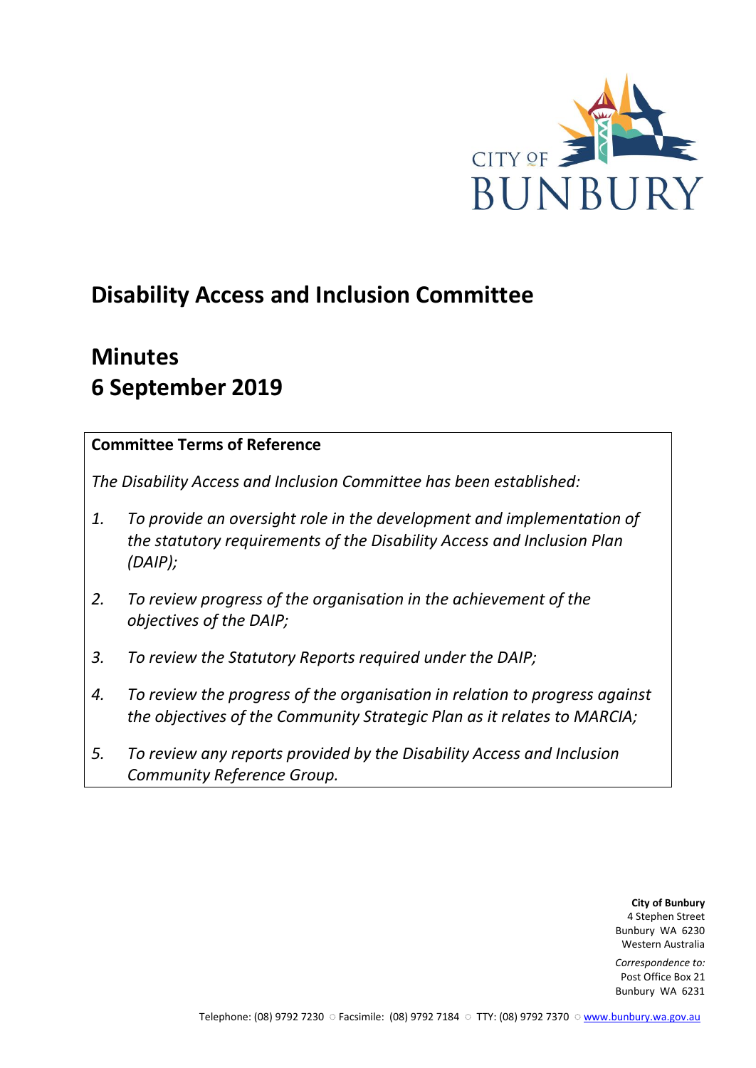CITY OF BUNBURY

# Disability Access and Inclusion Committee

# Minutes
# 6 September 2019

**Committee Terms of Reference**

*The Disability Access and Inclusion Committee has been established:*

1. *To provide an oversight role in the development and implementation of the statutory requirements of the Disability Access and Inclusion Plan (DAIP);*
2. *To review progress of the organisation in the achievement of the objectives of the DAIP;*
3. *To review the Statutory Reports required under the DAIP;*
4. *To review the progress of the organisation in relation to progress against the objectives of the Community Strategic Plan as it relates to MARCIA;*
5. *To review any reports provided by the Disability Access and Inclusion Community Reference Group.*

**City of Bunbury**
4 Stephen Street
Bunbury WA 6230
Western Australia

*Correspondence to:*
Post Office Box 21
Bunbury WA 6231

Telephone: (08) 9792 7230 ○ Facsimile: (08) 9792 7184 ○ TTY: (08) 9792 7370 ○ www.bunbury.wa.gov.au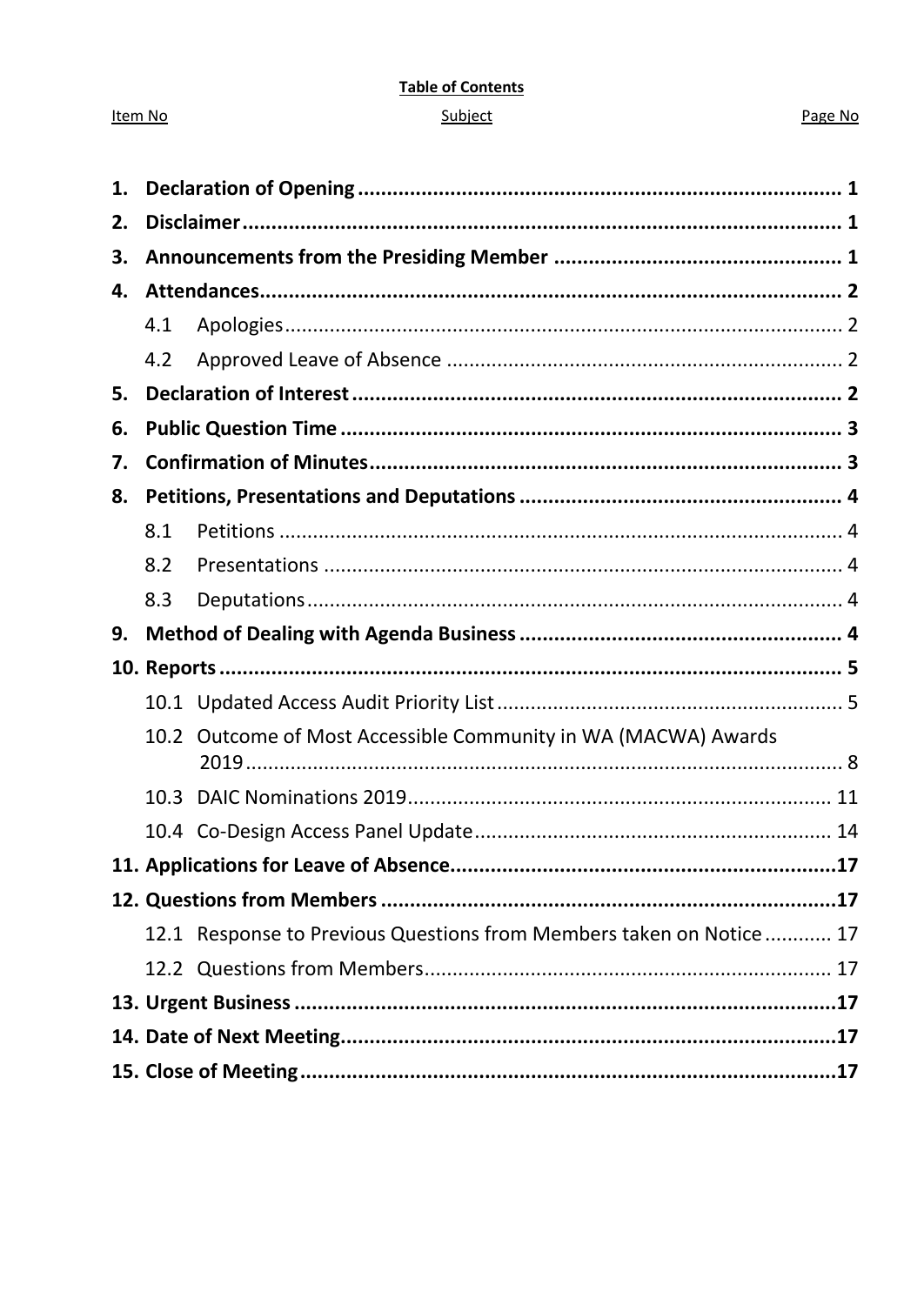**Table of Contents**

| Item No | Subject | Page No |
|---|---|---|
| **1.** | **Declaration of Opening** | **1** |
| **2.** | **Disclaimer** | **1** |
| **3.** | **Announcements from the Presiding Member** | **1** |
| **4.** | **Attendances** | **2** |
| 4.1 | Apologies | 2 |
| 4.2 | Approved Leave of Absence | 2 |
| **5.** | **Declaration of Interest** | **2** |
| **6.** | **Public Question Time** | **3** |
| **7.** | **Confirmation of Minutes** | **3** |
| **8.** | **Petitions, Presentations and Deputations** | **4** |
| 8.1 | Petitions | 4 |
| 8.2 | Presentations | 4 |
| 8.3 | Deputations | 4 |
| **9.** | **Method of Dealing with Agenda Business** | **4** |
| **10.** | **Reports** | **5** |
| 10.1 | Updated Access Audit Priority List | 5 |
| 10.2 | Outcome of Most Accessible Community in WA (MACWA) Awards 2019 | 8 |
| 10.3 | DAIC Nominations 2019 | 11 |
| 10.4 | Co-Design Access Panel Update | 14 |
| **11.** | **Applications for Leave of Absence** | **17** |
| **12.** | **Questions from Members** | **17** |
| 12.1 | Response to Previous Questions from Members taken on Notice | 17 |
| 12.2 | Questions from Members | 17 |
| **13.** | **Urgent Business** | **17** |
| **14.** | **Date of Next Meeting** | **17** |
| **15.** | **Close of Meeting** | **17** |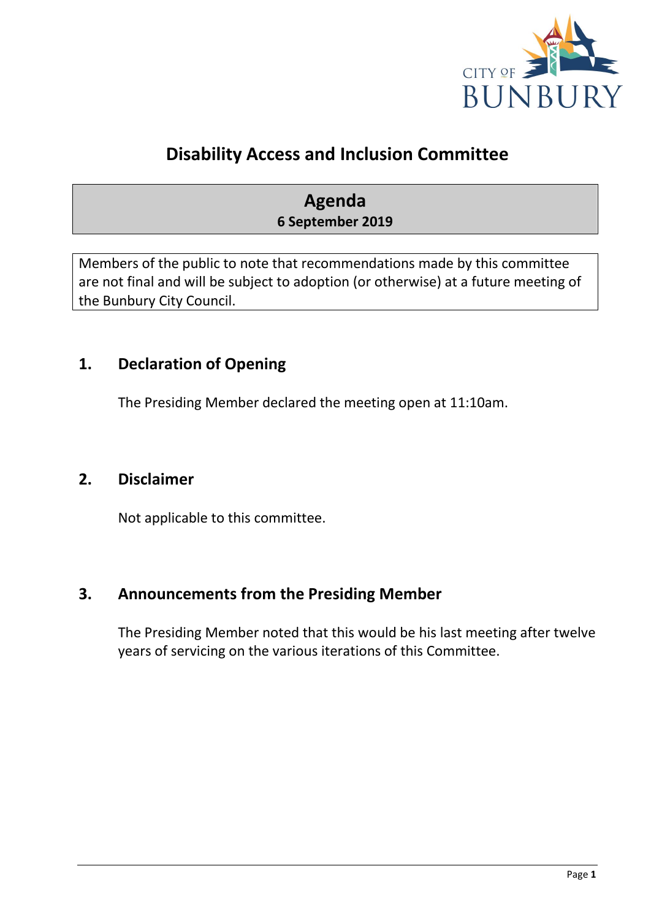# Disability Access and Inclusion Committee

## Agenda
**6 September 2019**

Members of the public to note that recommendations made by this committee are not final and will be subject to adoption (or otherwise) at a future meeting of the Bunbury City Council.

## 1. Declaration of Opening

The Presiding Member declared the meeting open at 11:10am.

## 2. Disclaimer

Not applicable to this committee.

## 3. Announcements from the Presiding Member

The Presiding Member noted that this would be his last meeting after twelve years of servicing on the various iterations of this Committee.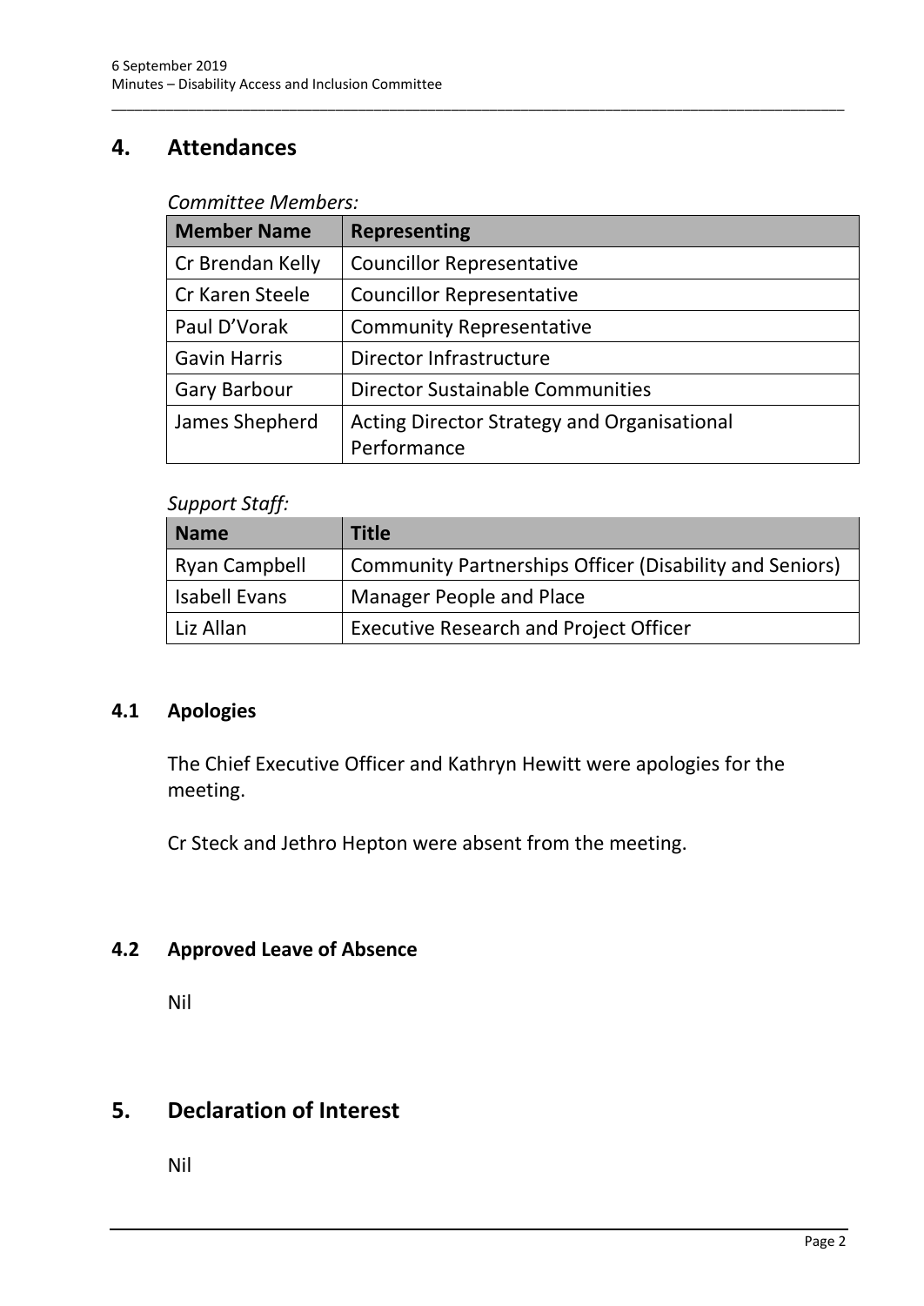## 4. Attendances

*Committee Members:*

| Member Name | Representing |
|---|---|
| Cr Brendan Kelly | Councillor Representative |
| Cr Karen Steele | Councillor Representative |
| Paul D'Vorak | Community Representative |
| Gavin Harris | Director Infrastructure |
| Gary Barbour | Director Sustainable Communities |
| James Shepherd | Acting Director Strategy and Organisational Performance |

*Support Staff:*

| Name | Title |
|---|---|
| Ryan Campbell | Community Partnerships Officer (Disability and Seniors) |
| Isabell Evans | Manager People and Place |
| Liz Allan | Executive Research and Project Officer |

### 4.1 Apologies

The Chief Executive Officer and Kathryn Hewitt were apologies for the meeting.

Cr Steck and Jethro Hepton were absent from the meeting.

### 4.2 Approved Leave of Absence

Nil

## 5. Declaration of Interest

Nil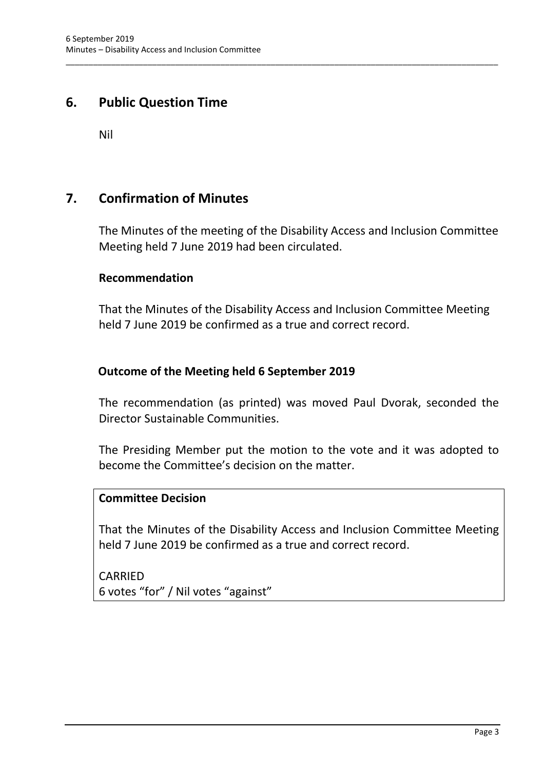## 6. Public Question Time

Nil

## 7. Confirmation of Minutes

The Minutes of the meeting of the Disability Access and Inclusion Committee Meeting held 7 June 2019 had been circulated.

### Recommendation

That the Minutes of the Disability Access and Inclusion Committee Meeting held 7 June 2019 be confirmed as a true and correct record.

### Outcome of the Meeting held 6 September 2019

The recommendation (as printed) was moved Paul Dvorak, seconded the Director Sustainable Communities.

The Presiding Member put the motion to the vote and it was adopted to become the Committee's decision on the matter.

**Committee Decision**

That the Minutes of the Disability Access and Inclusion Committee Meeting held 7 June 2019 be confirmed as a true and correct record.

CARRIED
6 votes "for" / Nil votes "against"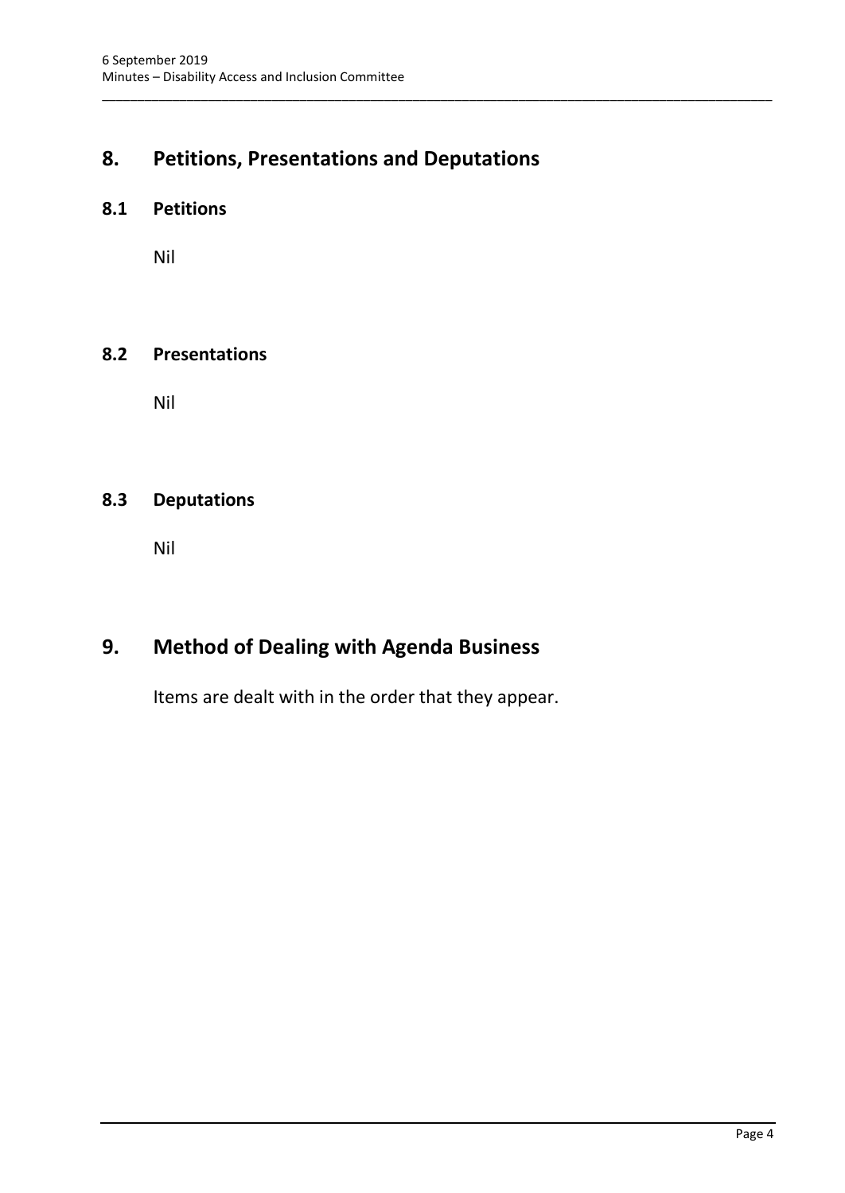# 8. Petitions, Presentations and Deputations

## 8.1 Petitions

Nil

## 8.2 Presentations

Nil

## 8.3 Deputations

Nil

# 9. Method of Dealing with Agenda Business

Items are dealt with in the order that they appear.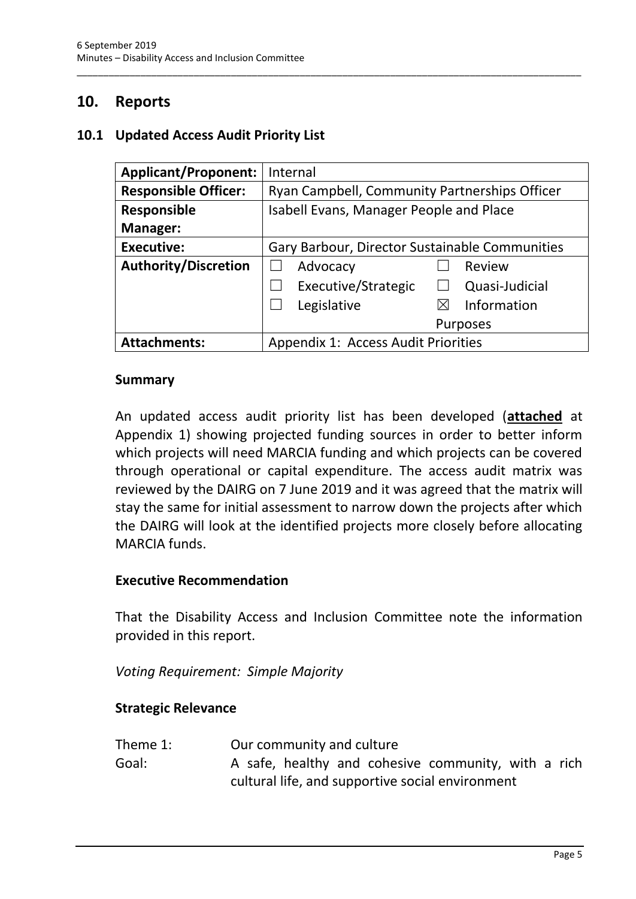## 10. Reports

### 10.1 Updated Access Audit Priority List

| **Applicant/Proponent:** | Internal |
|---|---|
| **Responsible Officer:** | Ryan Campbell, Community Partnerships Officer |
| **Responsible Manager:** | Isabell Evans, Manager People and Place |
| **Executive:** | Gary Barbour, Director Sustainable Communities |
| **Authority/Discretion** | ☐ Advocacy ☐ Review ☐ Executive/Strategic ☐ Quasi-Judicial ☐ Legislative ☒ Information Purposes |
| **Attachments:** | Appendix 1: Access Audit Priorities |

#### Summary

An updated access audit priority list has been developed (**attached** at Appendix 1) showing projected funding sources in order to better inform which projects will need MARCIA funding and which projects can be covered through operational or capital expenditure. The access audit matrix was reviewed by the DAIRG on 7 June 2019 and it was agreed that the matrix will stay the same for initial assessment to narrow down the projects after which the DAIRG will look at the identified projects more closely before allocating MARCIA funds.

#### Executive Recommendation

That the Disability Access and Inclusion Committee note the information provided in this report.

*Voting Requirement: Simple Majority*

#### Strategic Relevance

Theme 1: Our community and culture

Goal: A safe, healthy and cohesive community, with a rich cultural life, and supportive social environment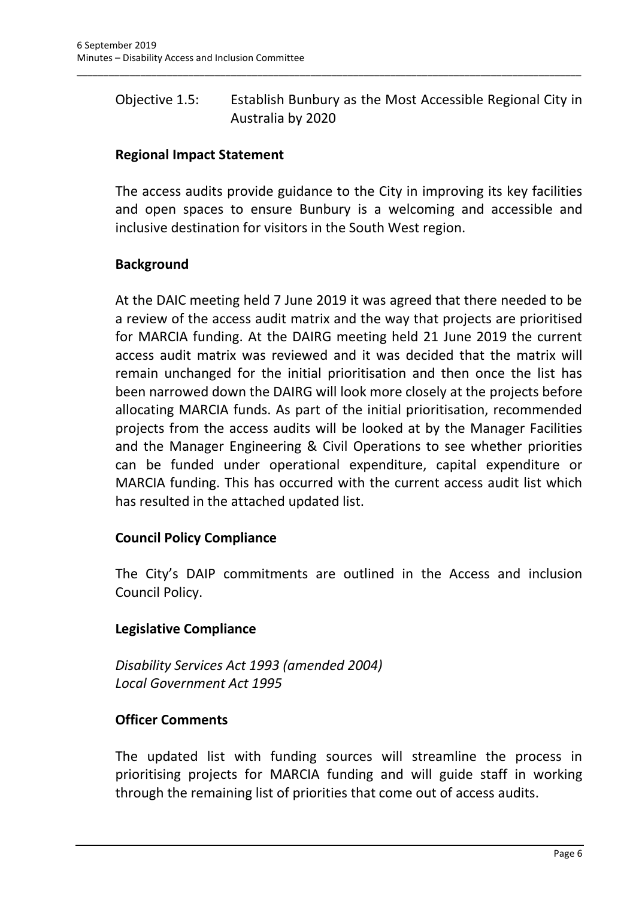Objective 1.5: Establish Bunbury as the Most Accessible Regional City in Australia by 2020

**Regional Impact Statement**

The access audits provide guidance to the City in improving its key facilities and open spaces to ensure Bunbury is a welcoming and accessible and inclusive destination for visitors in the South West region.

**Background**

At the DAIC meeting held 7 June 2019 it was agreed that there needed to be a review of the access audit matrix and the way that projects are prioritised for MARCIA funding. At the DAIRG meeting held 21 June 2019 the current access audit matrix was reviewed and it was decided that the matrix will remain unchanged for the initial prioritisation and then once the list has been narrowed down the DAIRG will look more closely at the projects before allocating MARCIA funds. As part of the initial prioritisation, recommended projects from the access audits will be looked at by the Manager Facilities and the Manager Engineering & Civil Operations to see whether priorities can be funded under operational expenditure, capital expenditure or MARCIA funding. This has occurred with the current access audit list which has resulted in the attached updated list.

**Council Policy Compliance**

The City's DAIP commitments are outlined in the Access and inclusion Council Policy.

**Legislative Compliance**

*Disability Services Act 1993 (amended 2004)*
*Local Government Act 1995*

**Officer Comments**

The updated list with funding sources will streamline the process in prioritising projects for MARCIA funding and will guide staff in working through the remaining list of priorities that come out of access audits.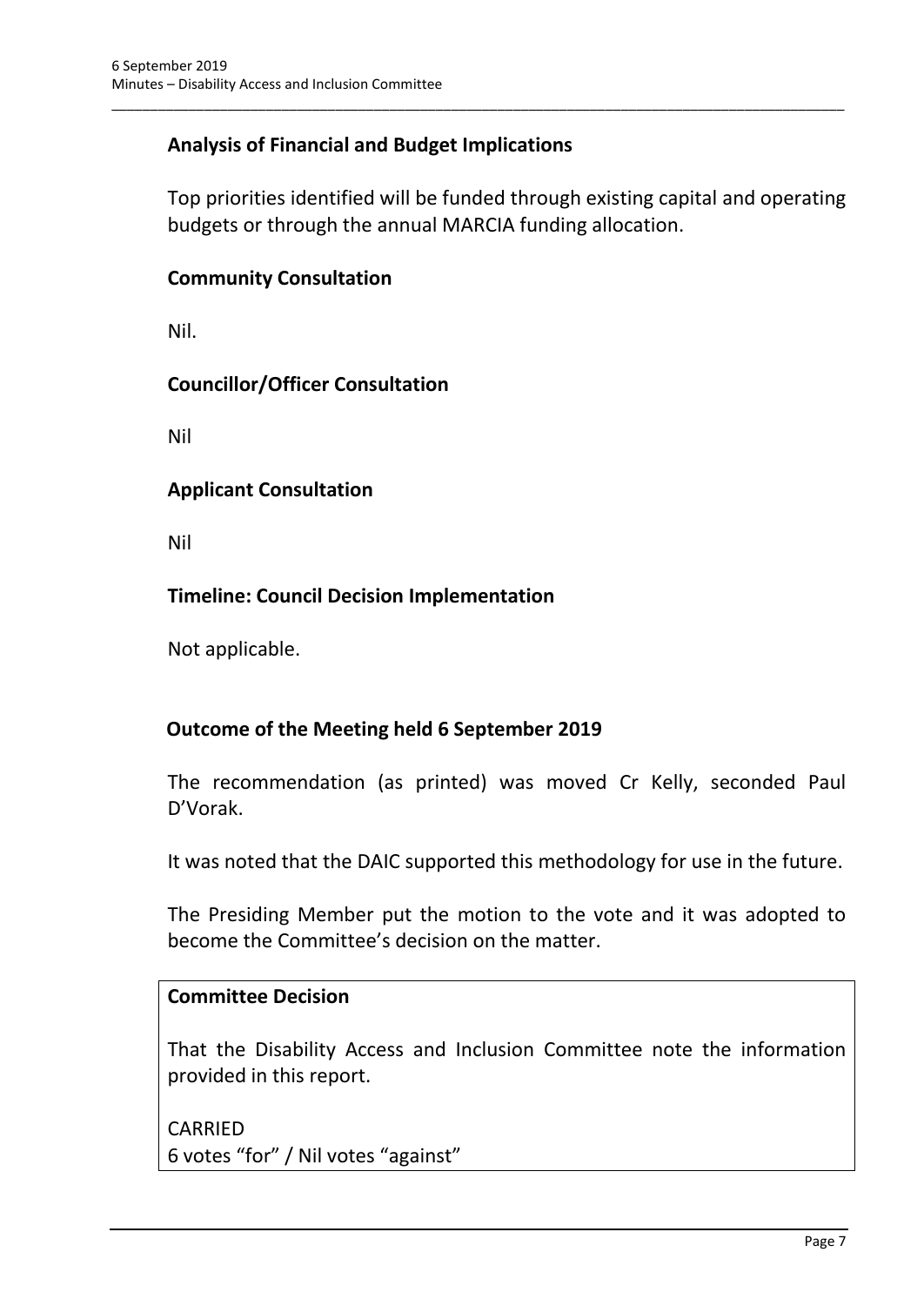### Analysis of Financial and Budget Implications

Top priorities identified will be funded through existing capital and operating budgets or through the annual MARCIA funding allocation.

### Community Consultation

Nil.

### Councillor/Officer Consultation

Nil

### Applicant Consultation

Nil

### Timeline: Council Decision Implementation

Not applicable.

### Outcome of the Meeting held 6 September 2019

The recommendation (as printed) was moved Cr Kelly, seconded Paul D'Vorak.

It was noted that the DAIC supported this methodology for use in the future.

The Presiding Member put the motion to the vote and it was adopted to become the Committee's decision on the matter.

**Committee Decision**

That the Disability Access and Inclusion Committee note the information provided in this report.

CARRIED
6 votes "for" / Nil votes "against"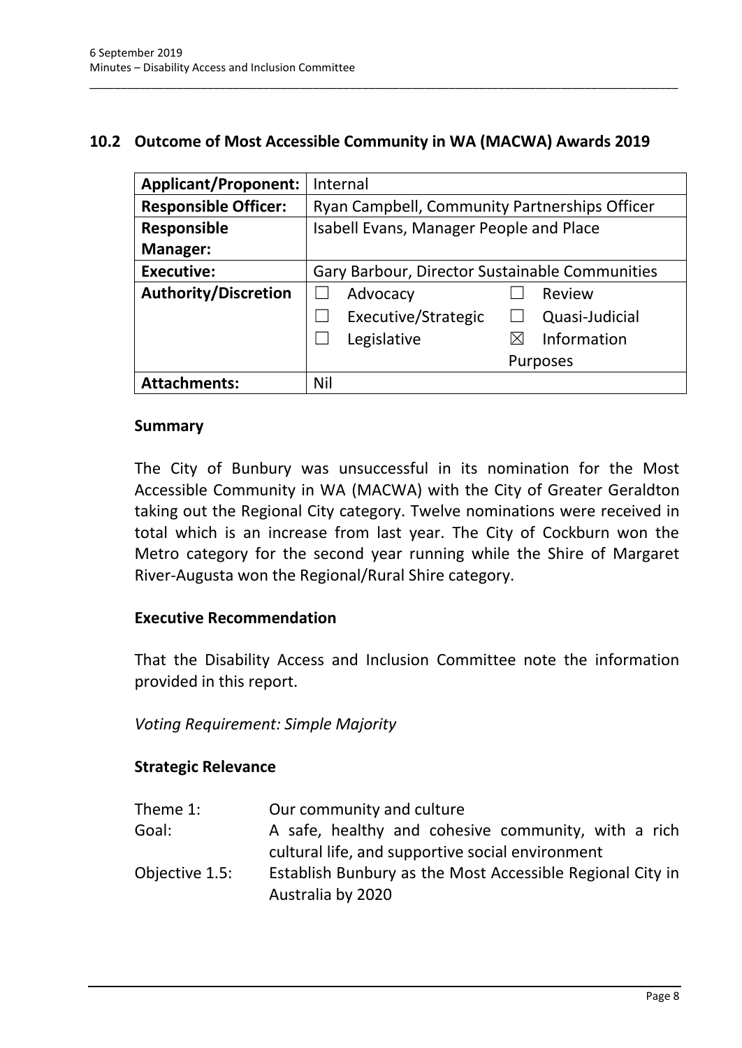## 10.2 Outcome of Most Accessible Community in WA (MACWA) Awards 2019

| **Applicant/Proponent:** | Internal | |
|---|---|---|
| **Responsible Officer:** | Ryan Campbell, Community Partnerships Officer | |
| **Responsible Manager:** | Isabell Evans, Manager People and Place | |
| **Executive:** | Gary Barbour, Director Sustainable Communities | |
| **Authority/Discretion** | ☐ Advocacy | ☐ Review |
| | ☐ Executive/Strategic | ☐ Quasi-Judicial |
| | ☐ Legislative | ☒ Information Purposes |
| **Attachments:** | Nil | |

### Summary

The City of Bunbury was unsuccessful in its nomination for the Most Accessible Community in WA (MACWA) with the City of Greater Geraldton taking out the Regional City category. Twelve nominations were received in total which is an increase from last year. The City of Cockburn won the Metro category for the second year running while the Shire of Margaret River-Augusta won the Regional/Rural Shire category.

### Executive Recommendation

That the Disability Access and Inclusion Committee note the information provided in this report.

*Voting Requirement: Simple Majority*

### Strategic Relevance

| | |
|---|---|
| Theme 1: | Our community and culture |
| Goal: | A safe, healthy and cohesive community, with a rich cultural life, and supportive social environment |
| Objective 1.5: | Establish Bunbury as the Most Accessible Regional City in Australia by 2020 |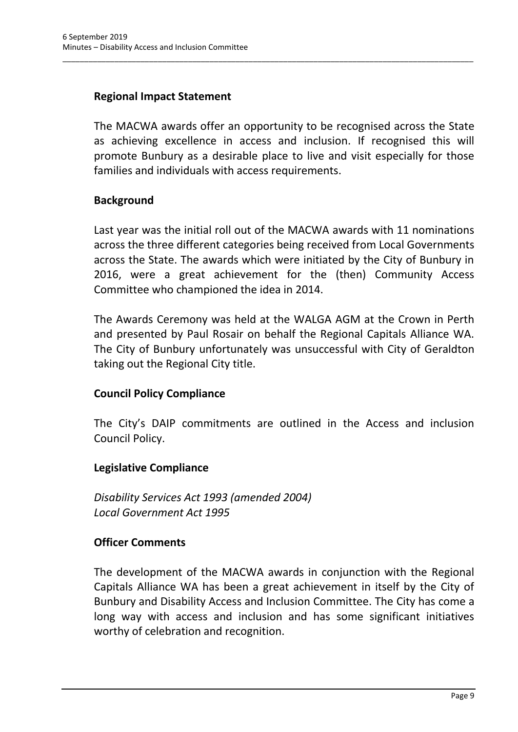**Regional Impact Statement**

The MACWA awards offer an opportunity to be recognised across the State as achieving excellence in access and inclusion. If recognised this will promote Bunbury as a desirable place to live and visit especially for those families and individuals with access requirements.

**Background**

Last year was the initial roll out of the MACWA awards with 11 nominations across the three different categories being received from Local Governments across the State. The awards which were initiated by the City of Bunbury in 2016, were a great achievement for the (then) Community Access Committee who championed the idea in 2014.

The Awards Ceremony was held at the WALGA AGM at the Crown in Perth and presented by Paul Rosair on behalf the Regional Capitals Alliance WA. The City of Bunbury unfortunately was unsuccessful with City of Geraldton taking out the Regional City title.

**Council Policy Compliance**

The City's DAIP commitments are outlined in the Access and inclusion Council Policy.

**Legislative Compliance**

*Disability Services Act 1993 (amended 2004)*
*Local Government Act 1995*

**Officer Comments**

The development of the MACWA awards in conjunction with the Regional Capitals Alliance WA has been a great achievement in itself by the City of Bunbury and Disability Access and Inclusion Committee. The City has come a long way with access and inclusion and has some significant initiatives worthy of celebration and recognition.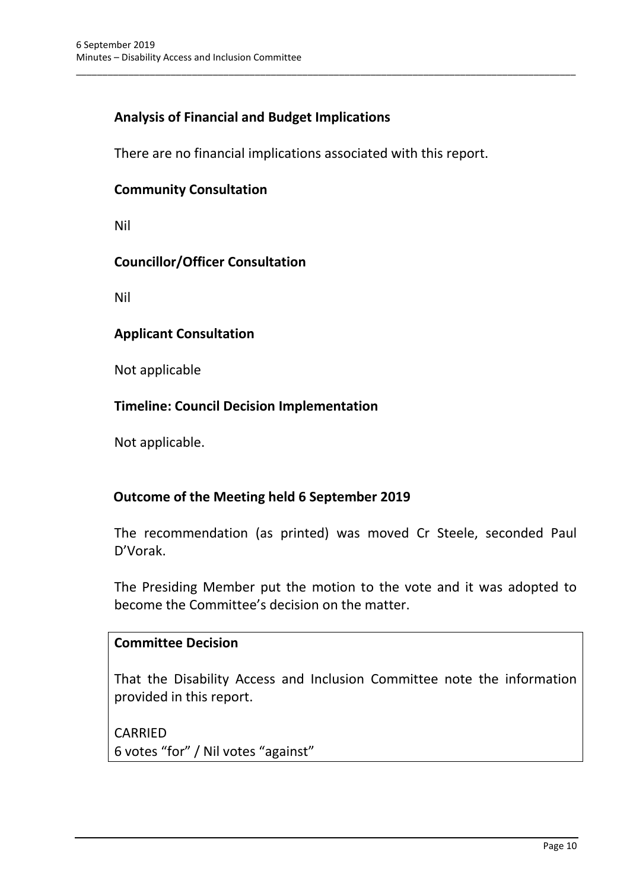## Analysis of Financial and Budget Implications

There are no financial implications associated with this report.

## Community Consultation

Nil

## Councillor/Officer Consultation

Nil

## Applicant Consultation

Not applicable

## Timeline: Council Decision Implementation

Not applicable.

## Outcome of the Meeting held 6 September 2019

The recommendation (as printed) was moved Cr Steele, seconded Paul D'Vorak.

The Presiding Member put the motion to the vote and it was adopted to become the Committee's decision on the matter.

**Committee Decision**

That the Disability Access and Inclusion Committee note the information provided in this report.

CARRIED
6 votes "for" / Nil votes "against"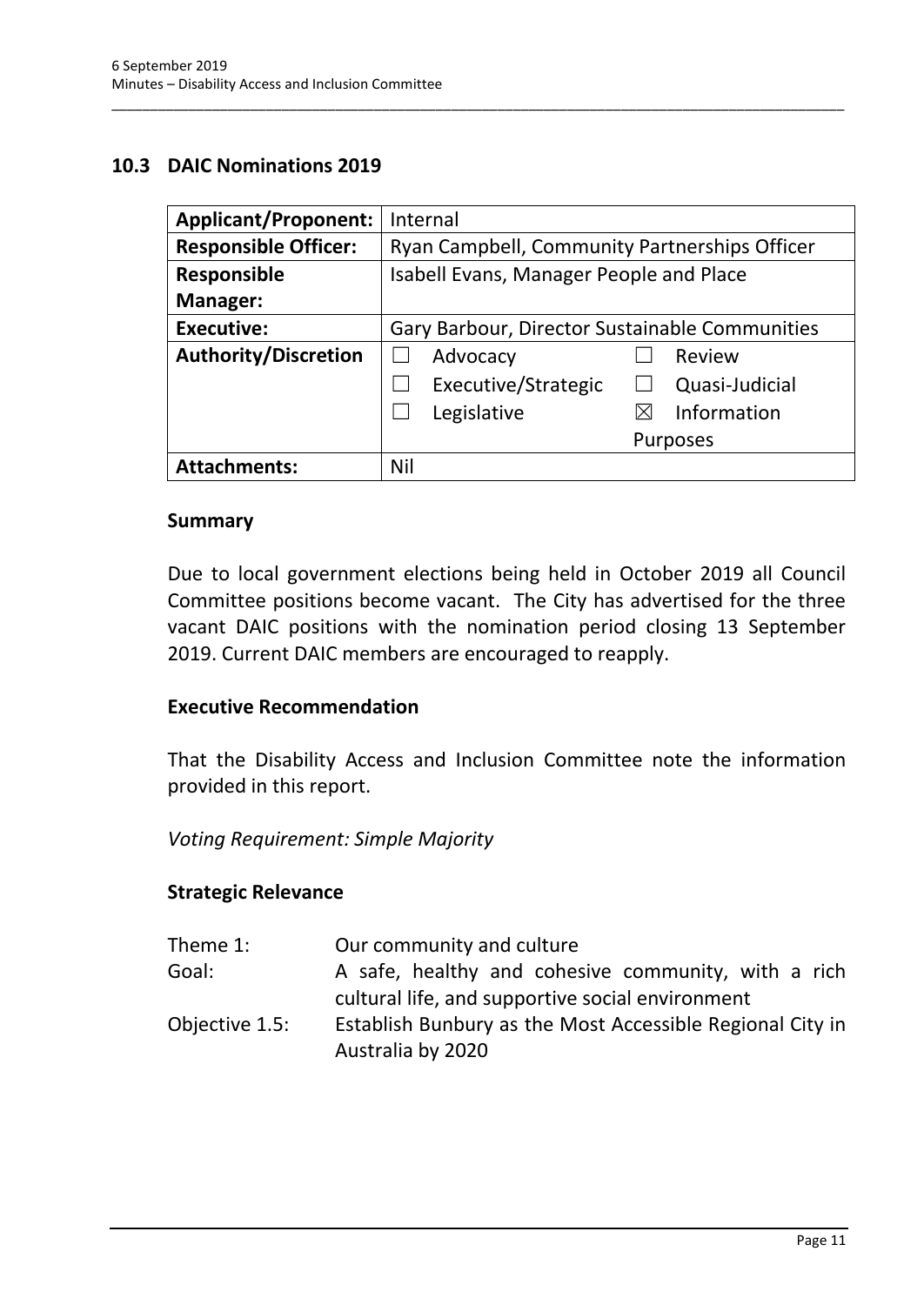## 10.3 DAIC Nominations 2019

| **Applicant/Proponent:** | Internal |
| --- | --- |
| **Responsible Officer:** | Ryan Campbell, Community Partnerships Officer |
| **Responsible Manager:** | Isabell Evans, Manager People and Place |
| **Executive:** | Gary Barbour, Director Sustainable Communities |
| **Authority/Discretion** | ☐ Advocacy ☐ Review<br>☐ Executive/Strategic ☐ Quasi-Judicial<br>☐ Legislative ☒ Information Purposes |
| **Attachments:** | Nil |

### Summary

Due to local government elections being held in October 2019 all Council Committee positions become vacant. The City has advertised for the three vacant DAIC positions with the nomination period closing 13 September 2019. Current DAIC members are encouraged to reapply.

### Executive Recommendation

That the Disability Access and Inclusion Committee note the information provided in this report.

*Voting Requirement: Simple Majority*

### Strategic Relevance

| | |
| --- | --- |
| Theme 1: | Our community and culture |
| Goal: | A safe, healthy and cohesive community, with a rich cultural life, and supportive social environment |
| Objective 1.5: | Establish Bunbury as the Most Accessible Regional City in Australia by 2020 |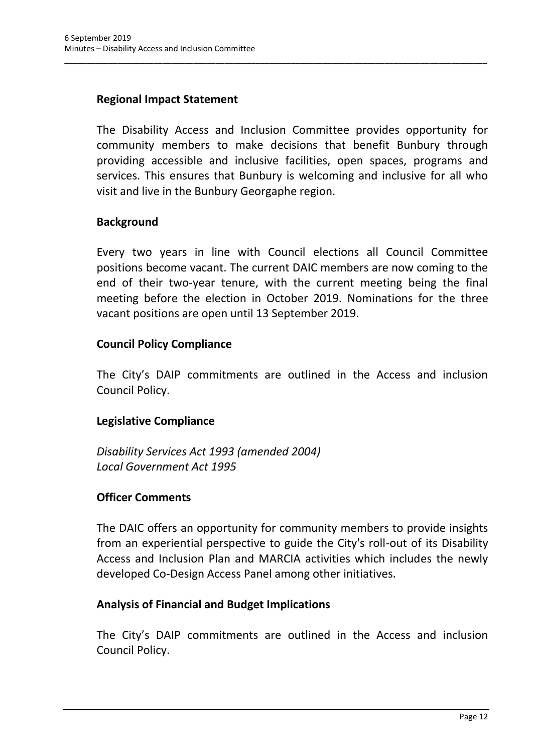## Regional Impact Statement

The Disability Access and Inclusion Committee provides opportunity for community members to make decisions that benefit Bunbury through providing accessible and inclusive facilities, open spaces, programs and services. This ensures that Bunbury is welcoming and inclusive for all who visit and live in the Bunbury Georgaphe region.

## Background

Every two years in line with Council elections all Council Committee positions become vacant. The current DAIC members are now coming to the end of their two-year tenure, with the current meeting being the final meeting before the election in October 2019. Nominations for the three vacant positions are open until 13 September 2019.

## Council Policy Compliance

The City's DAIP commitments are outlined in the Access and inclusion Council Policy.

## Legislative Compliance

*Disability Services Act 1993 (amended 2004)*
*Local Government Act 1995*

## Officer Comments

The DAIC offers an opportunity for community members to provide insights from an experiential perspective to guide the City's roll-out of its Disability Access and Inclusion Plan and MARCIA activities which includes the newly developed Co-Design Access Panel among other initiatives.

## Analysis of Financial and Budget Implications

The City's DAIP commitments are outlined in the Access and inclusion Council Policy.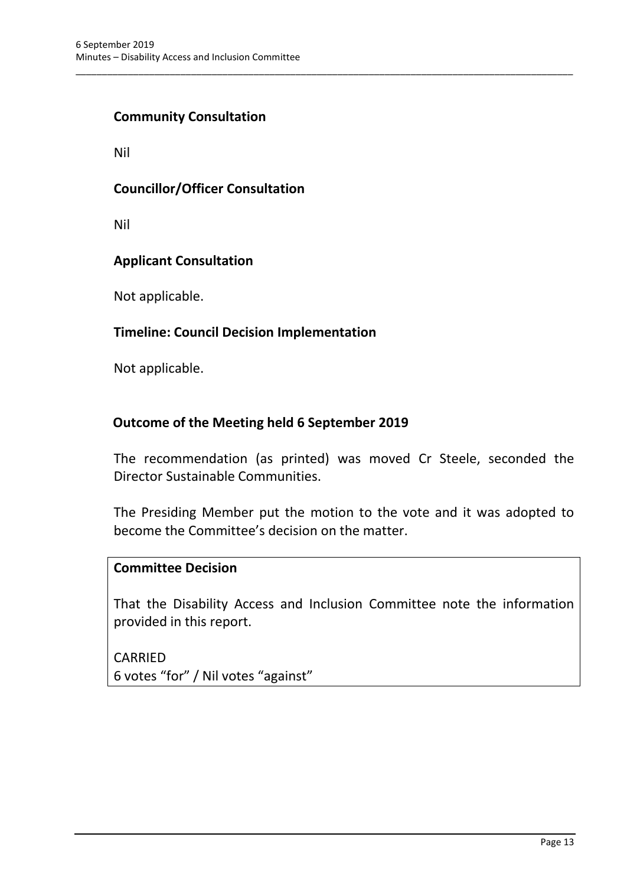### Community Consultation

Nil

### Councillor/Officer Consultation

Nil

### Applicant Consultation

Not applicable.

### Timeline: Council Decision Implementation

Not applicable.

### Outcome of the Meeting held 6 September 2019

The recommendation (as printed) was moved Cr Steele, seconded the Director Sustainable Communities.

The Presiding Member put the motion to the vote and it was adopted to become the Committee's decision on the matter.

| **Committee Decision** |
| --- |
| That the Disability Access and Inclusion Committee note the information provided in this report.<br><br>CARRIED<br>6 votes "for" / Nil votes "against" |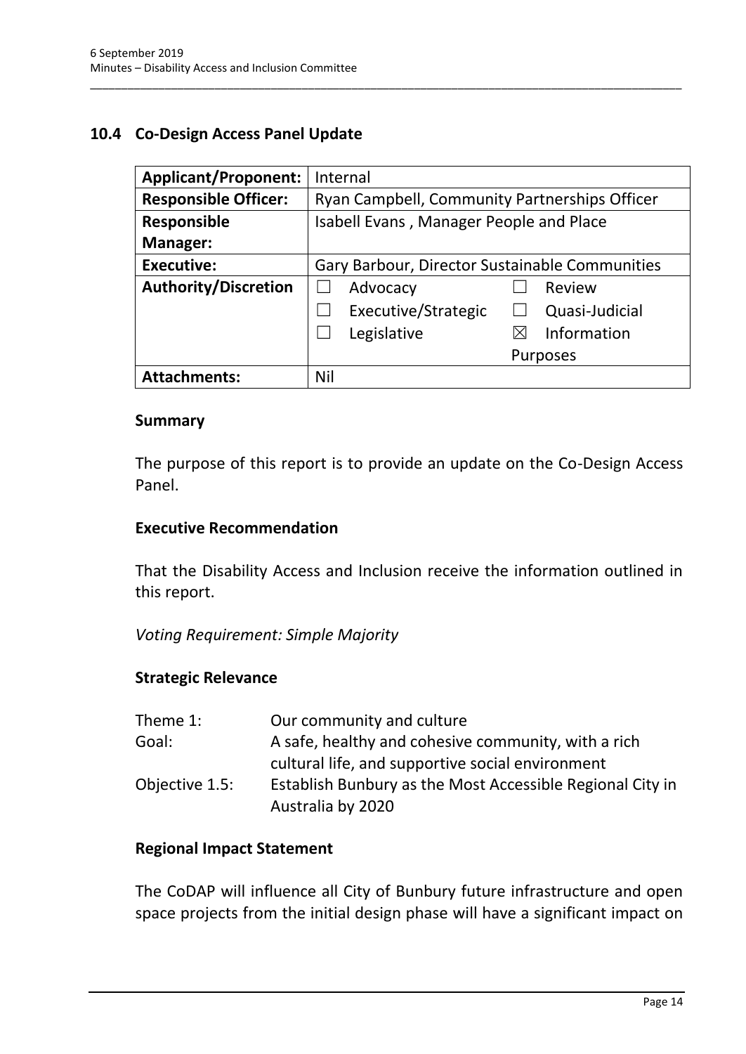## 10.4 Co-Design Access Panel Update

| Applicant/Proponent: | Internal | |
|---|---|---|
| **Responsible Officer:** | Ryan Campbell, Community Partnerships Officer | |
| **Responsible Manager:** | Isabell Evans , Manager People and Place | |
| **Executive:** | Gary Barbour, Director Sustainable Communities | |
| **Authority/Discretion** | ☐ Advocacy | ☐ Review |
| | ☐ Executive/Strategic | ☐ Quasi-Judicial |
| | ☐ Legislative | ☒ Information Purposes |
| **Attachments:** | Nil | |

### Summary

The purpose of this report is to provide an update on the Co-Design Access Panel.

### Executive Recommendation

That the Disability Access and Inclusion receive the information outlined in this report.

*Voting Requirement: Simple Majority*

### Strategic Relevance

| | |
|---|---|
| Theme 1: | Our community and culture |
| Goal: | A safe, healthy and cohesive community, with a rich cultural life, and supportive social environment |
| Objective 1.5: | Establish Bunbury as the Most Accessible Regional City in Australia by 2020 |

### Regional Impact Statement

The CoDAP will influence all City of Bunbury future infrastructure and open space projects from the initial design phase will have a significant impact on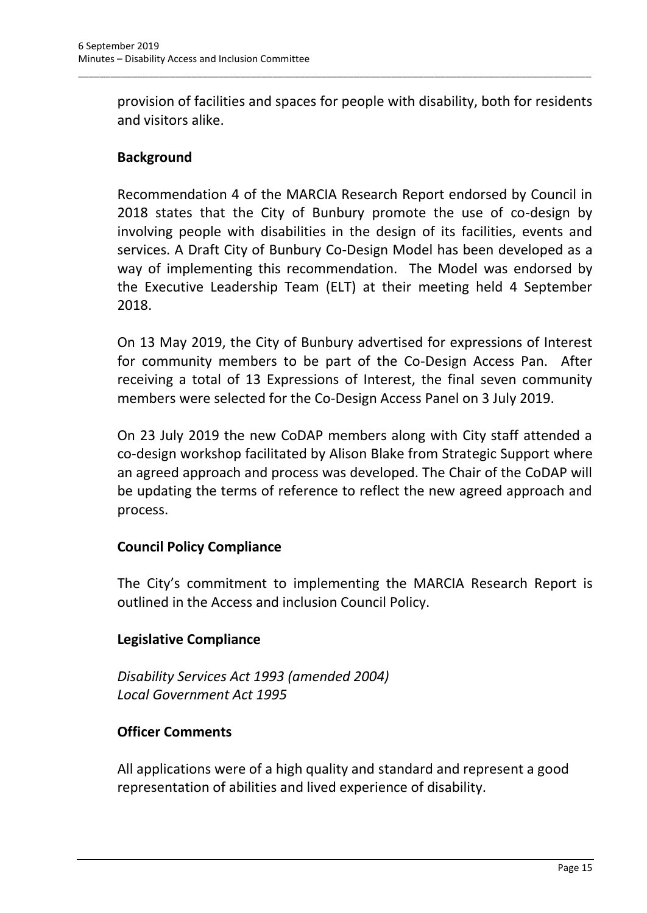provision of facilities and spaces for people with disability, both for residents and visitors alike.

**Background**

Recommendation 4 of the MARCIA Research Report endorsed by Council in 2018 states that the City of Bunbury promote the use of co-design by involving people with disabilities in the design of its facilities, events and services. A Draft City of Bunbury Co-Design Model has been developed as a way of implementing this recommendation. The Model was endorsed by the Executive Leadership Team (ELT) at their meeting held 4 September 2018.

On 13 May 2019, the City of Bunbury advertised for expressions of Interest for community members to be part of the Co-Design Access Pan. After receiving a total of 13 Expressions of Interest, the final seven community members were selected for the Co-Design Access Panel on 3 July 2019.

On 23 July 2019 the new CoDAP members along with City staff attended a co-design workshop facilitated by Alison Blake from Strategic Support where an agreed approach and process was developed. The Chair of the CoDAP will be updating the terms of reference to reflect the new agreed approach and process.

**Council Policy Compliance**

The City's commitment to implementing the MARCIA Research Report is outlined in the Access and inclusion Council Policy.

**Legislative Compliance**

*Disability Services Act 1993 (amended 2004)*
*Local Government Act 1995*

**Officer Comments**

All applications were of a high quality and standard and represent a good representation of abilities and lived experience of disability.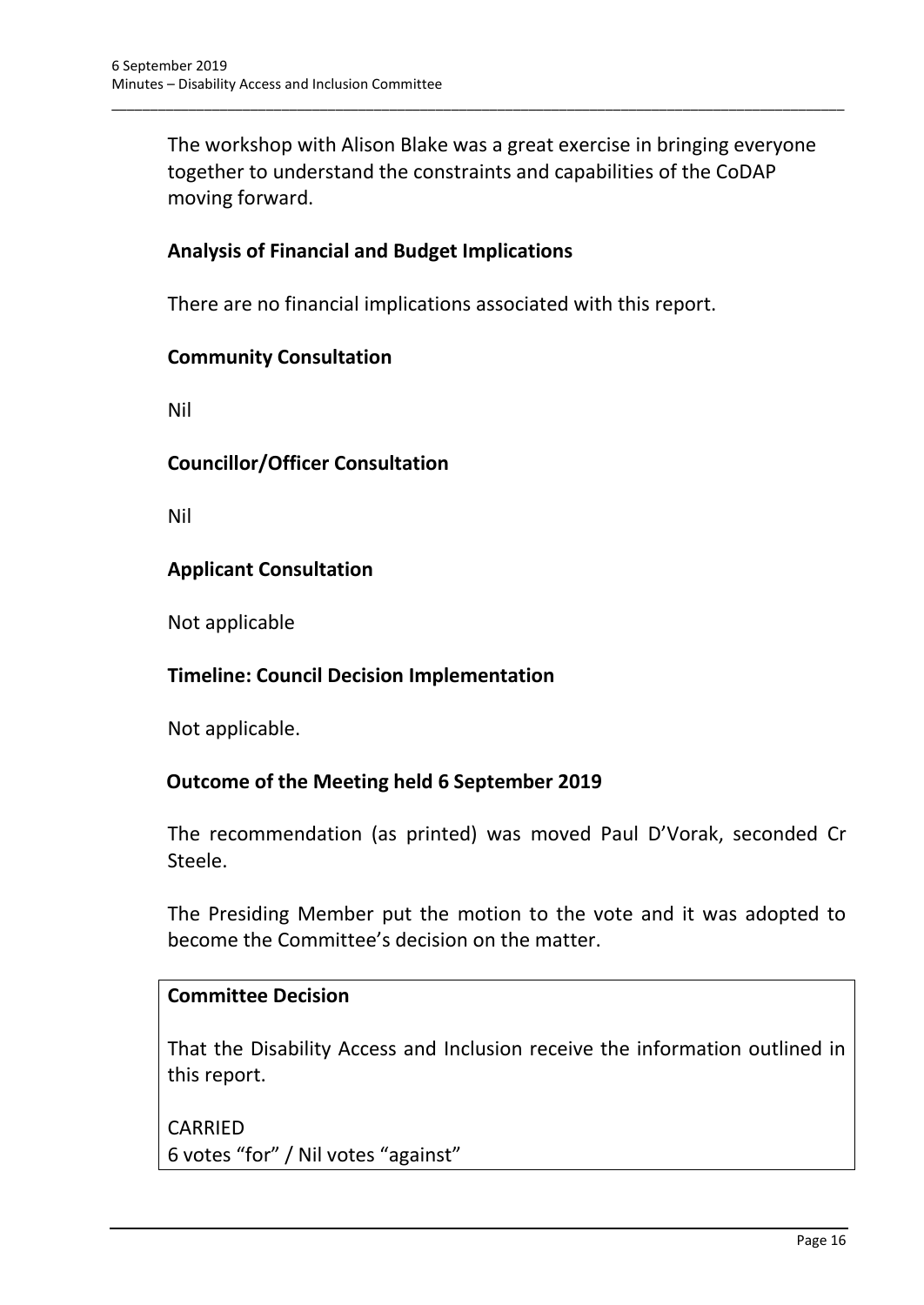The workshop with Alison Blake was a great exercise in bringing everyone together to understand the constraints and capabilities of the CoDAP moving forward.

**Analysis of Financial and Budget Implications**

There are no financial implications associated with this report.

**Community Consultation**

Nil

**Councillor/Officer Consultation**

Nil

**Applicant Consultation**

Not applicable

**Timeline: Council Decision Implementation**

Not applicable.

**Outcome of the Meeting held 6 September 2019**

The recommendation (as printed) was moved Paul D'Vorak, seconded Cr Steele.

The Presiding Member put the motion to the vote and it was adopted to become the Committee's decision on the matter.

**Committee Decision**

That the Disability Access and Inclusion receive the information outlined in this report.

CARRIED
6 votes "for" / Nil votes "against"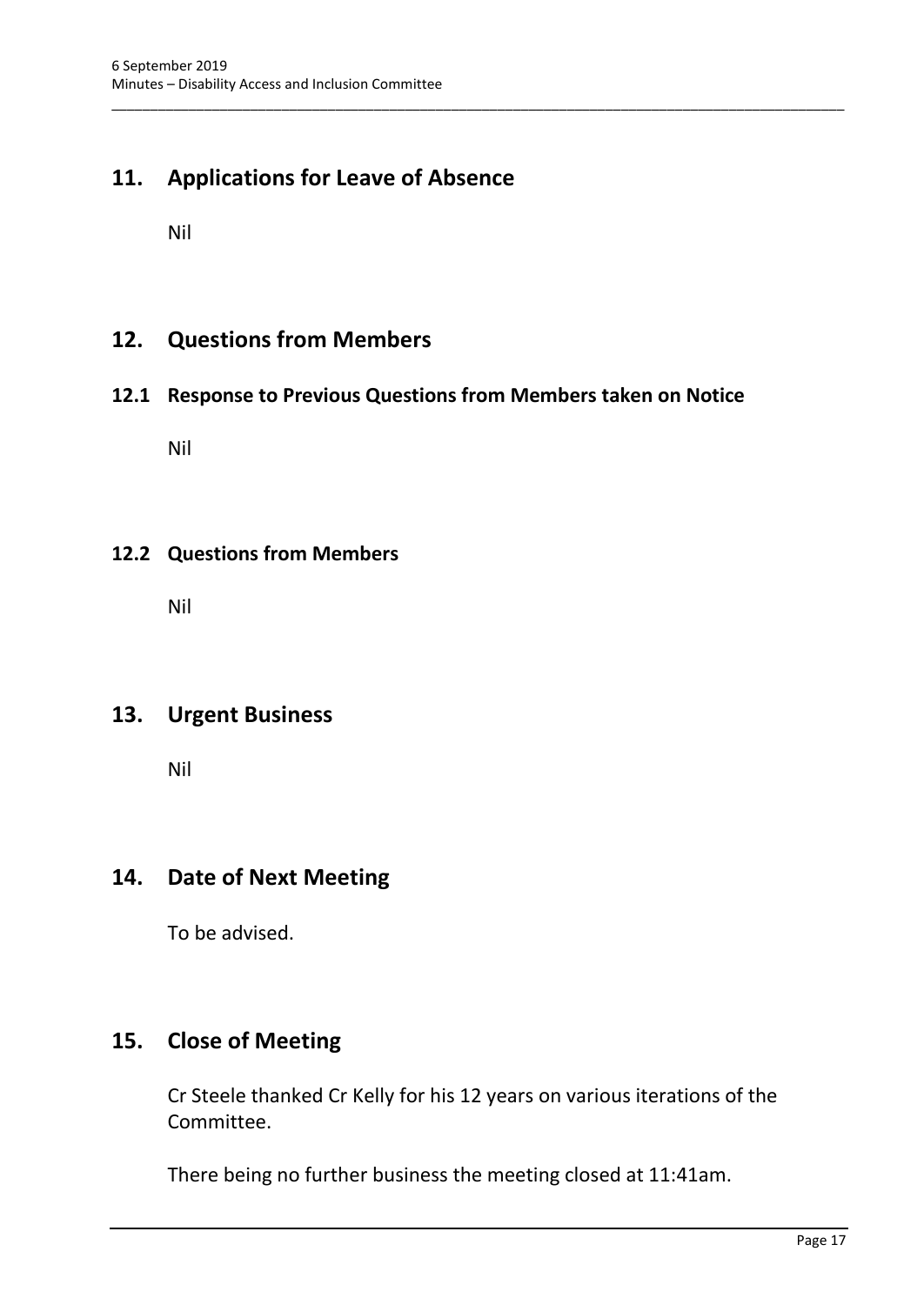## 11. Applications for Leave of Absence

Nil

## 12. Questions from Members

### 12.1 Response to Previous Questions from Members taken on Notice

Nil

### 12.2 Questions from Members

Nil

## 13. Urgent Business

Nil

## 14. Date of Next Meeting

To be advised.

## 15. Close of Meeting

Cr Steele thanked Cr Kelly for his 12 years on various iterations of the Committee.

There being no further business the meeting closed at 11:41am.